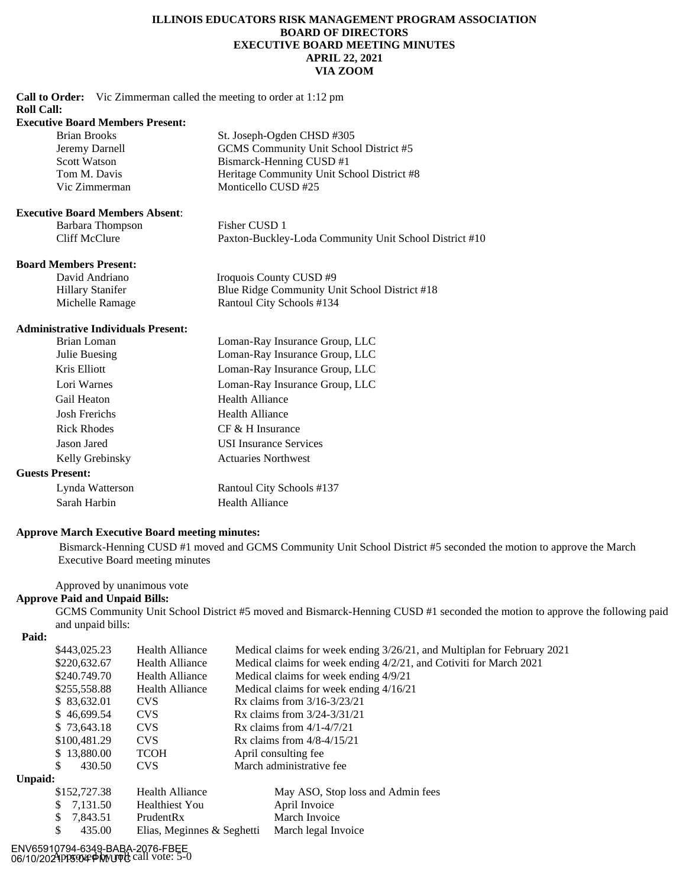# ILLINOIS EDUCATORS RISK MANAGEMENT PROGRAM ASSOCIATION
## BOARD OF DIRECTORS
## EXECUTIVE BOARD MEETING MINUTES
## APRIL 22, 2021
## VIA ZOOM

**Call to Order:** Vic Zimmerman called the meeting to order at 1:12 pm

**Roll Call:**

**Executive Board Members Present:**

| | |
|---|---|
| Brian Brooks | St. Joseph-Ogden CHSD #305 |
| Jeremy Darnell | GCMS Community Unit School District #5 |
| Scott Watson | Bismarck-Henning CUSD #1 |
| Tom M. Davis | Heritage Community Unit School District #8 |
| Vic Zimmerman | Monticello CUSD #25 |

**Executive Board Members Absent**:

| | |
|---|---|
| Barbara Thompson | Fisher CUSD 1 |
| Cliff McClure | Paxton-Buckley-Loda Community Unit School District #10 |

**Board Members Present:**

| | |
|---|---|
| David Andriano | Iroquois County CUSD #9 |
| Hillary Stanifer | Blue Ridge Community Unit School District #18 |
| Michelle Ramage | Rantoul City Schools #134 |

**Administrative Individuals Present:**

| | |
|---|---|
| Brian Loman | Loman-Ray Insurance Group, LLC |
| Julie Buesing | Loman-Ray Insurance Group, LLC |
| Kris Elliott | Loman-Ray Insurance Group, LLC |
| Lori Warnes | Loman-Ray Insurance Group, LLC |
| Gail Heaton | Health Alliance |
| Josh Frerichs | Health Alliance |
| Rick Rhodes | CF & H Insurance |
| Jason Jared | USI Insurance Services |
| Kelly Grebinsky | Actuaries Northwest |

**Guests Present:**

| | |
|---|---|
| Lynda Watterson | Rantoul City Schools #137 |
| Sarah Harbin | Health Alliance |

**Approve March Executive Board meeting minutes:**

Bismarck-Henning CUSD #1 moved and GCMS Community Unit School District #5 seconded the motion to approve the March Executive Board meeting minutes

Approved by unanimous vote

**Approve Paid and Unpaid Bills:**

GCMS Community Unit School District #5 moved and Bismarck-Henning CUSD #1 seconded the motion to approve the following paid and unpaid bills:

**Paid:**

| | | |
|---|---|---|
| $443,025.23 | Health Alliance | Medical claims for week ending 3/26/21, and Multiplan for February 2021 |
| $220,632.67 | Health Alliance | Medical claims for week ending 4/2/21, and Cotiviti for March 2021 |
| $240.749.70 | Health Alliance | Medical claims for week ending 4/9/21 |
| $255,558.88 | Health Alliance | Medical claims for week ending 4/16/21 |
| $ 83,632.01 | CVS | Rx claims from 3/16-3/23/21 |
| $ 46,699.54 | CVS | Rx claims from 3/24-3/31/21 |
| $ 73,643.18 | CVS | Rx claims from 4/1-4/7/21 |
| $100,481.29 | CVS | Rx claims from 4/8-4/15/21 |
| $ 13,880.00 | TCOH | April consulting fee |
| $ 430.50 | CVS | March administrative fee |

**Unpaid:**

| | | |
|---|---|---|
| $152,727.38 | Health Alliance | May ASO, Stop loss and Admin fees |
| $ 7,131.50 | Healthiest You | April Invoice |
| $ 7,843.51 | PrudentRx | March Invoice |
| $ 435.00 | Elias, Meginnes & Seghetti | March legal Invoice |

Approved by roll call vote: 5-0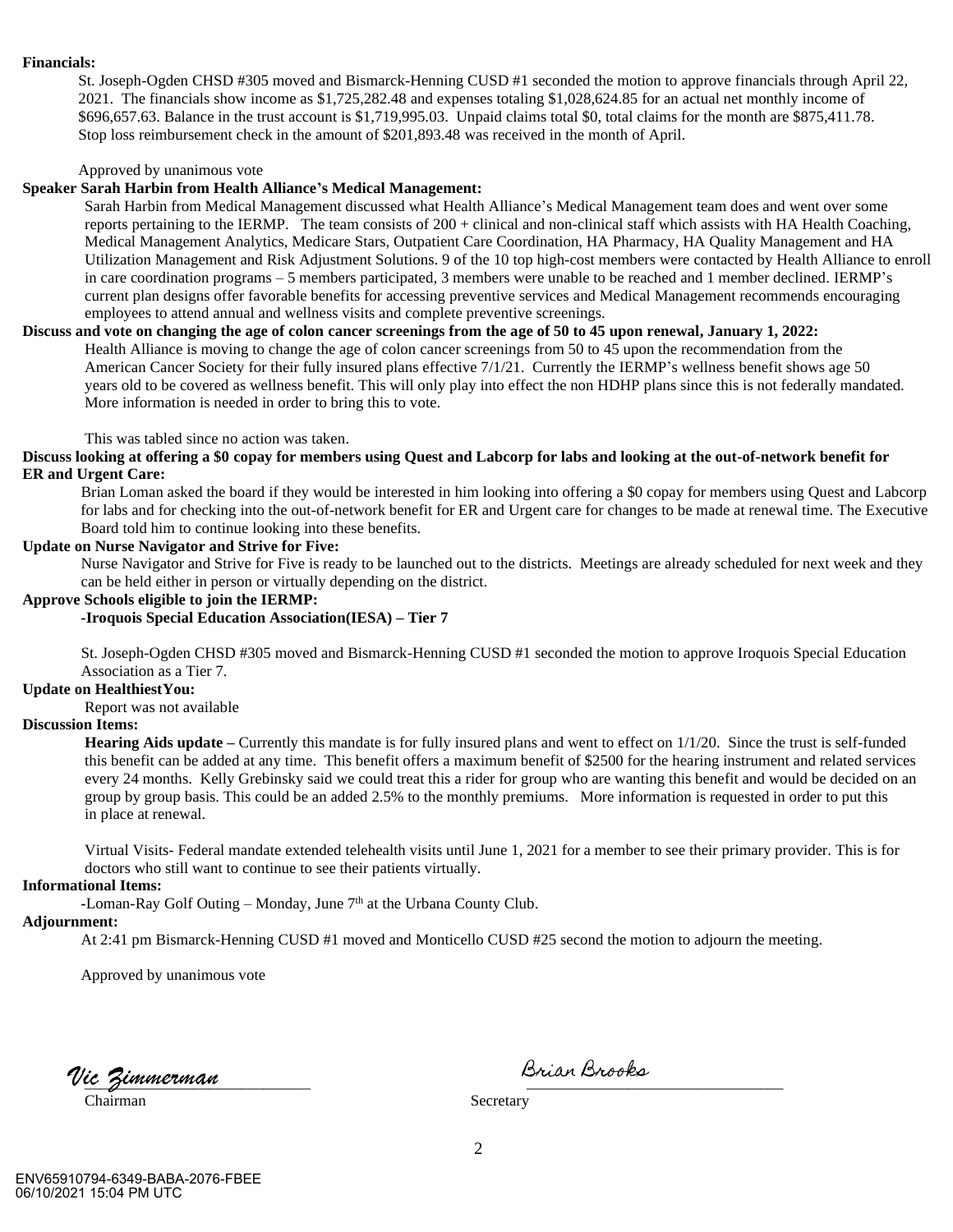**Financials:**

St. Joseph-Ogden CHSD #305 moved and Bismarck-Henning CUSD #1 seconded the motion to approve financials through April 22, 2021. The financials show income as $1,725,282.48 and expenses totaling $1,028,624.85 for an actual net monthly income of $696,657.63. Balance in the trust account is $1,719,995.03. Unpaid claims total $0, total claims for the month are $875,411.78. Stop loss reimbursement check in the amount of $201,893.48 was received in the month of April.

Approved by unanimous vote

**Speaker Sarah Harbin from Health Alliance's Medical Management:**

Sarah Harbin from Medical Management discussed what Health Alliance's Medical Management team does and went over some reports pertaining to the IERMP. The team consists of 200 + clinical and non-clinical staff which assists with HA Health Coaching, Medical Management Analytics, Medicare Stars, Outpatient Care Coordination, HA Pharmacy, HA Quality Management and HA Utilization Management and Risk Adjustment Solutions. 9 of the 10 top high-cost members were contacted by Health Alliance to enroll in care coordination programs – 5 members participated, 3 members were unable to be reached and 1 member declined. IERMP's current plan designs offer favorable benefits for accessing preventive services and Medical Management recommends encouraging employees to attend annual and wellness visits and complete preventive screenings.

**Discuss and vote on changing the age of colon cancer screenings from the age of 50 to 45 upon renewal, January 1, 2022:**

Health Alliance is moving to change the age of colon cancer screenings from 50 to 45 upon the recommendation from the American Cancer Society for their fully insured plans effective 7/1/21. Currently the IERMP's wellness benefit shows age 50 years old to be covered as wellness benefit. This will only play into effect the non HDHP plans since this is not federally mandated. More information is needed in order to bring this to vote.

This was tabled since no action was taken.

**Discuss looking at offering a $0 copay for members using Quest and Labcorp for labs and looking at the out-of-network benefit for ER and Urgent Care:**

Brian Loman asked the board if they would be interested in him looking into offering a $0 copay for members using Quest and Labcorp for labs and for checking into the out-of-network benefit for ER and Urgent care for changes to be made at renewal time. The Executive Board told him to continue looking into these benefits.

**Update on Nurse Navigator and Strive for Five:**

Nurse Navigator and Strive for Five is ready to be launched out to the districts. Meetings are already scheduled for next week and they can be held either in person or virtually depending on the district.

**Approve Schools eligible to join the IERMP:**

**-Iroquois Special Education Association(IESA) – Tier 7**

St. Joseph-Ogden CHSD #305 moved and Bismarck-Henning CUSD #1 seconded the motion to approve Iroquois Special Education Association as a Tier 7.

**Update on HealthiestYou:**

Report was not available

**Discussion Items:**

**Hearing Aids update –** Currently this mandate is for fully insured plans and went to effect on 1/1/20. Since the trust is self-funded this benefit can be added at any time. This benefit offers a maximum benefit of $2500 for the hearing instrument and related services every 24 months. Kelly Grebinsky said we could treat this a rider for group who are wanting this benefit and would be decided on an group by group basis. This could be an added 2.5% to the monthly premiums. More information is requested in order to put this in place at renewal.

Virtual Visits- Federal mandate extended telehealth visits until June 1, 2021 for a member to see their primary provider. This is for doctors who still want to continue to see their patients virtually.

**Informational Items:**

-Loman-Ray Golf Outing – Monday, June 7th at the Urbana County Club.

**Adjournment:**

At 2:41 pm Bismarck-Henning CUSD #1 moved and Monticello CUSD #25 second the motion to adjourn the meeting.

Approved by unanimous vote

*Vic Zimmerman*
Chairman

*Brian Brooks*
Secretary

ENV65910794-6349-BABA-2076-FBEE
06/10/2021 15:04 PM UTC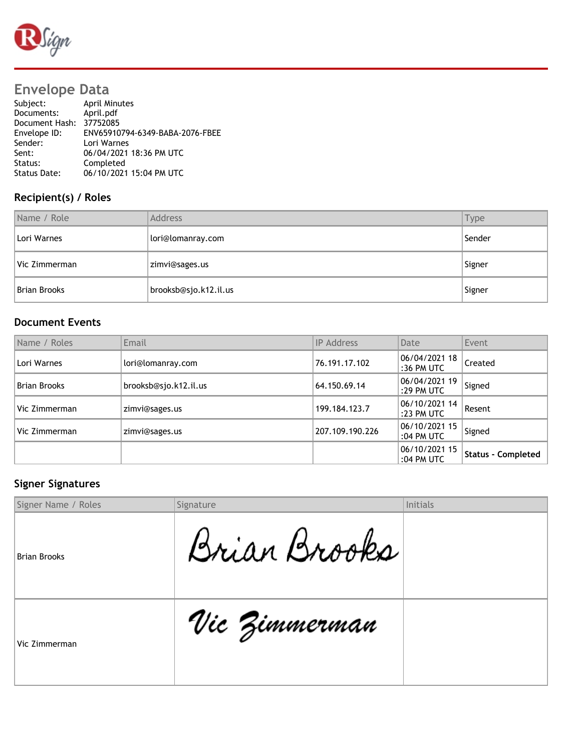RSign

# Envelope Data

Subject: April Minutes
Documents: April.pdf
Document Hash: 37752085
Envelope ID: ENV65910794-6349-BABA-2076-FBEE
Sender: Lori Warnes
Sent: 06/04/2021 18:36 PM UTC
Status: Completed
Status Date: 06/10/2021 15:04 PM UTC

## Recipient(s) / Roles

| Name / Role | Address | Type |
|---|---|---|
| Lori Warnes | lori@lomanray.com | Sender |
| Vic Zimmerman | zimvi@sages.us | Signer |
| Brian Brooks | brooksb@sjo.k12.il.us | Signer |

## Document Events

| Name / Roles | Email | IP Address | Date | Event |
|---|---|---|---|---|
| Lori Warnes | lori@lomanray.com | 76.191.17.102 | 06/04/2021 18:36 PM UTC | Created |
| Brian Brooks | brooksb@sjo.k12.il.us | 64.150.69.14 | 06/04/2021 19:29 PM UTC | Signed |
| Vic Zimmerman | zimvi@sages.us | 199.184.123.7 | 06/10/2021 14:23 PM UTC | Resent |
| Vic Zimmerman | zimvi@sages.us | 207.109.190.226 | 06/10/2021 15:04 PM UTC | Signed |
| | | | 06/10/2021 15:04 PM UTC | **Status - Completed** |

## Signer Signatures

| Signer Name / Roles | Signature | Initials |
|---|---|---|
| Brian Brooks | Brian Brooks | |
| Vic Zimmerman | Vic Zimmerman | |